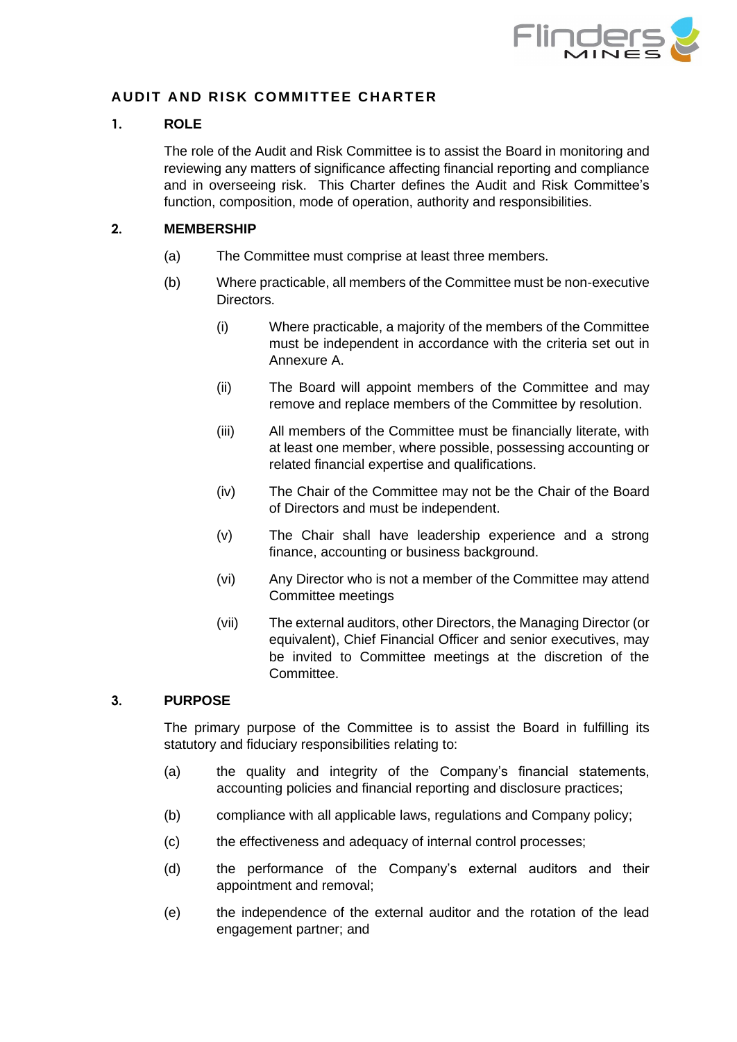# AUDIT AND RISK COMMITTEE CHARTER

## 1. ROLE

The role of the Audit and Risk Committee is to assist the Board in monitoring and reviewing any matters of significance affecting financial reporting and compliance and in overseeing risk. This Charter defines the Audit and Risk Committee's function, composition, mode of operation, authority and responsibilities.

## 2. MEMBERSHIP

(a) The Committee must comprise at least three members.

(b) Where practicable, all members of the Committee must be non-executive Directors.

(i) Where practicable, a majority of the members of the Committee must be independent in accordance with the criteria set out in Annexure A.

(ii) The Board will appoint members of the Committee and may remove and replace members of the Committee by resolution.

(iii) All members of the Committee must be financially literate, with at least one member, where possible, possessing accounting or related financial expertise and qualifications.

(iv) The Chair of the Committee may not be the Chair of the Board of Directors and must be independent.

(v) The Chair shall have leadership experience and a strong finance, accounting or business background.

(vi) Any Director who is not a member of the Committee may attend Committee meetings

(vii) The external auditors, other Directors, the Managing Director (or equivalent), Chief Financial Officer and senior executives, may be invited to Committee meetings at the discretion of the Committee.

## 3. PURPOSE

The primary purpose of the Committee is to assist the Board in fulfilling its statutory and fiduciary responsibilities relating to:

(a) the quality and integrity of the Company's financial statements, accounting policies and financial reporting and disclosure practices;

(b) compliance with all applicable laws, regulations and Company policy;

(c) the effectiveness and adequacy of internal control processes;

(d) the performance of the Company's external auditors and their appointment and removal;

(e) the independence of the external auditor and the rotation of the lead engagement partner; and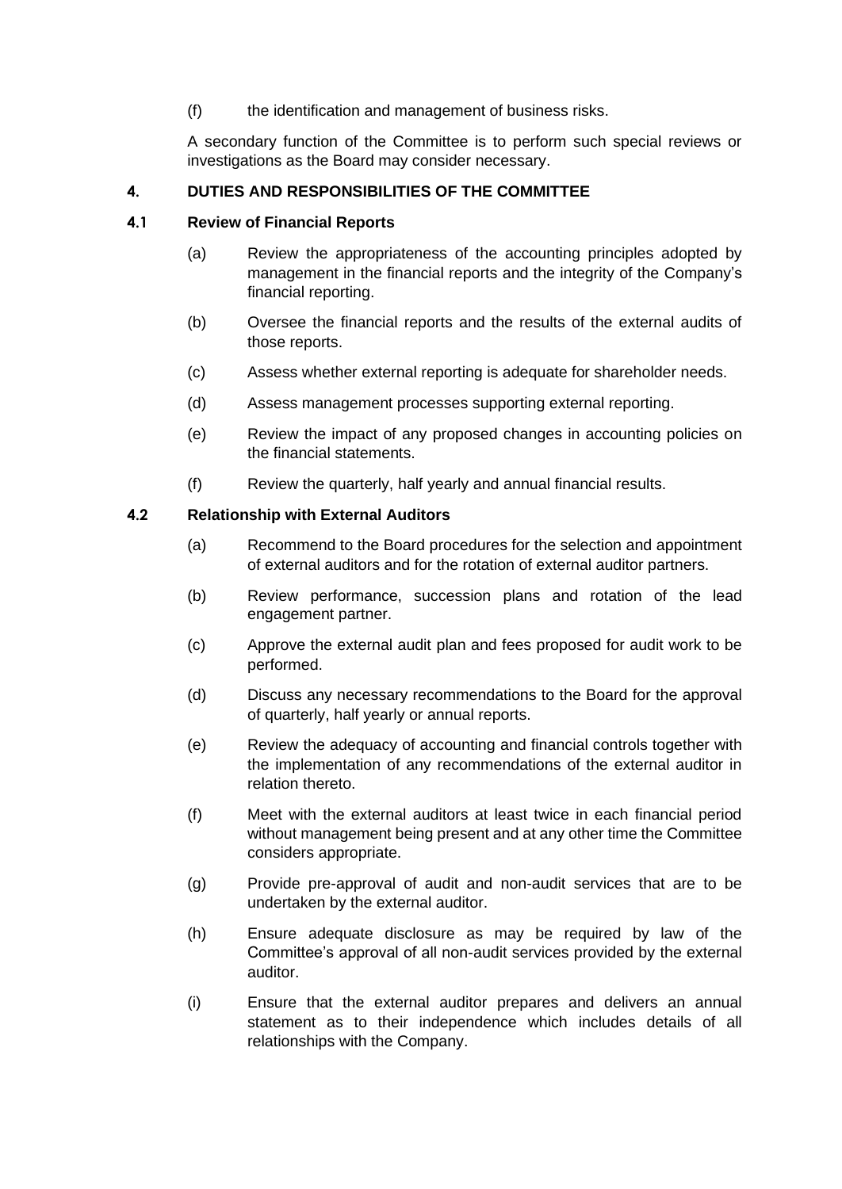(f) the identification and management of business risks.

A secondary function of the Committee is to perform such special reviews or investigations as the Board may consider necessary.

## 4. DUTIES AND RESPONSIBILITIES OF THE COMMITTEE

### 4.1 Review of Financial Reports

(a) Review the appropriateness of the accounting principles adopted by management in the financial reports and the integrity of the Company's financial reporting.

(b) Oversee the financial reports and the results of the external audits of those reports.

(c) Assess whether external reporting is adequate for shareholder needs.

(d) Assess management processes supporting external reporting.

(e) Review the impact of any proposed changes in accounting policies on the financial statements.

(f) Review the quarterly, half yearly and annual financial results.

### 4.2 Relationship with External Auditors

(a) Recommend to the Board procedures for the selection and appointment of external auditors and for the rotation of external auditor partners.

(b) Review performance, succession plans and rotation of the lead engagement partner.

(c) Approve the external audit plan and fees proposed for audit work to be performed.

(d) Discuss any necessary recommendations to the Board for the approval of quarterly, half yearly or annual reports.

(e) Review the adequacy of accounting and financial controls together with the implementation of any recommendations of the external auditor in relation thereto.

(f) Meet with the external auditors at least twice in each financial period without management being present and at any other time the Committee considers appropriate.

(g) Provide pre-approval of audit and non-audit services that are to be undertaken by the external auditor.

(h) Ensure adequate disclosure as may be required by law of the Committee's approval of all non-audit services provided by the external auditor.

(i) Ensure that the external auditor prepares and delivers an annual statement as to their independence which includes details of all relationships with the Company.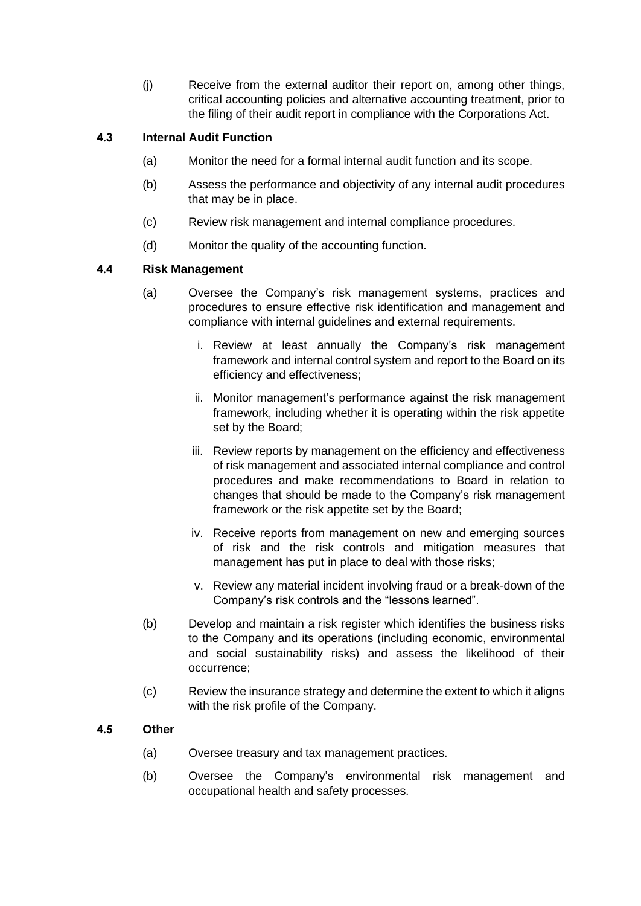(j) Receive from the external auditor their report on, among other things, critical accounting policies and alternative accounting treatment, prior to the filing of their audit report in compliance with the Corporations Act.

### 4.3 Internal Audit Function

(a) Monitor the need for a formal internal audit function and its scope.

(b) Assess the performance and objectivity of any internal audit procedures that may be in place.

(c) Review risk management and internal compliance procedures.

(d) Monitor the quality of the accounting function.

### 4.4 Risk Management

(a) Oversee the Company's risk management systems, practices and procedures to ensure effective risk identification and management and compliance with internal guidelines and external requirements.

   i. Review at least annually the Company's risk management framework and internal control system and report to the Board on its efficiency and effectiveness;

   ii. Monitor management's performance against the risk management framework, including whether it is operating within the risk appetite set by the Board;

   iii. Review reports by management on the efficiency and effectiveness of risk management and associated internal compliance and control procedures and make recommendations to Board in relation to changes that should be made to the Company's risk management framework or the risk appetite set by the Board;

   iv. Receive reports from management on new and emerging sources of risk and the risk controls and mitigation measures that management has put in place to deal with those risks;

   v. Review any material incident involving fraud or a break-down of the Company's risk controls and the "lessons learned".

(b) Develop and maintain a risk register which identifies the business risks to the Company and its operations (including economic, environmental and social sustainability risks) and assess the likelihood of their occurrence;

(c) Review the insurance strategy and determine the extent to which it aligns with the risk profile of the Company.

### 4.5 Other

(a) Oversee treasury and tax management practices.

(b) Oversee the Company's environmental risk management and occupational health and safety processes.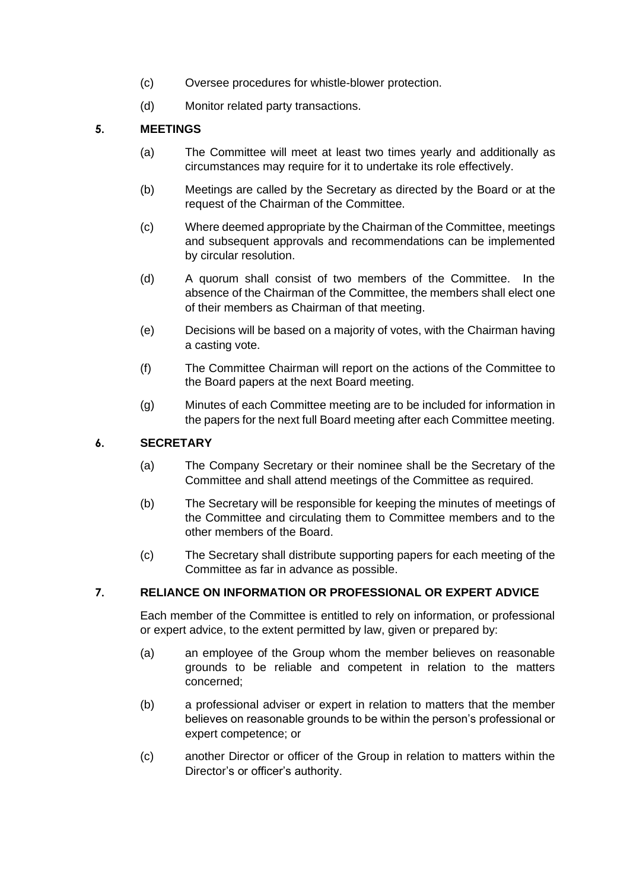(c) Oversee procedures for whistle-blower protection.

(d) Monitor related party transactions.

## 5. MEETINGS

(a) The Committee will meet at least two times yearly and additionally as circumstances may require for it to undertake its role effectively.

(b) Meetings are called by the Secretary as directed by the Board or at the request of the Chairman of the Committee.

(c) Where deemed appropriate by the Chairman of the Committee, meetings and subsequent approvals and recommendations can be implemented by circular resolution.

(d) A quorum shall consist of two members of the Committee. In the absence of the Chairman of the Committee, the members shall elect one of their members as Chairman of that meeting.

(e) Decisions will be based on a majority of votes, with the Chairman having a casting vote.

(f) The Committee Chairman will report on the actions of the Committee to the Board papers at the next Board meeting.

(g) Minutes of each Committee meeting are to be included for information in the papers for the next full Board meeting after each Committee meeting.

## 6. SECRETARY

(a) The Company Secretary or their nominee shall be the Secretary of the Committee and shall attend meetings of the Committee as required.

(b) The Secretary will be responsible for keeping the minutes of meetings of the Committee and circulating them to Committee members and to the other members of the Board.

(c) The Secretary shall distribute supporting papers for each meeting of the Committee as far in advance as possible.

## 7. RELIANCE ON INFORMATION OR PROFESSIONAL OR EXPERT ADVICE

Each member of the Committee is entitled to rely on information, or professional or expert advice, to the extent permitted by law, given or prepared by:

(a) an employee of the Group whom the member believes on reasonable grounds to be reliable and competent in relation to the matters concerned;

(b) a professional adviser or expert in relation to matters that the member believes on reasonable grounds to be within the person's professional or expert competence; or

(c) another Director or officer of the Group in relation to matters within the Director's or officer's authority.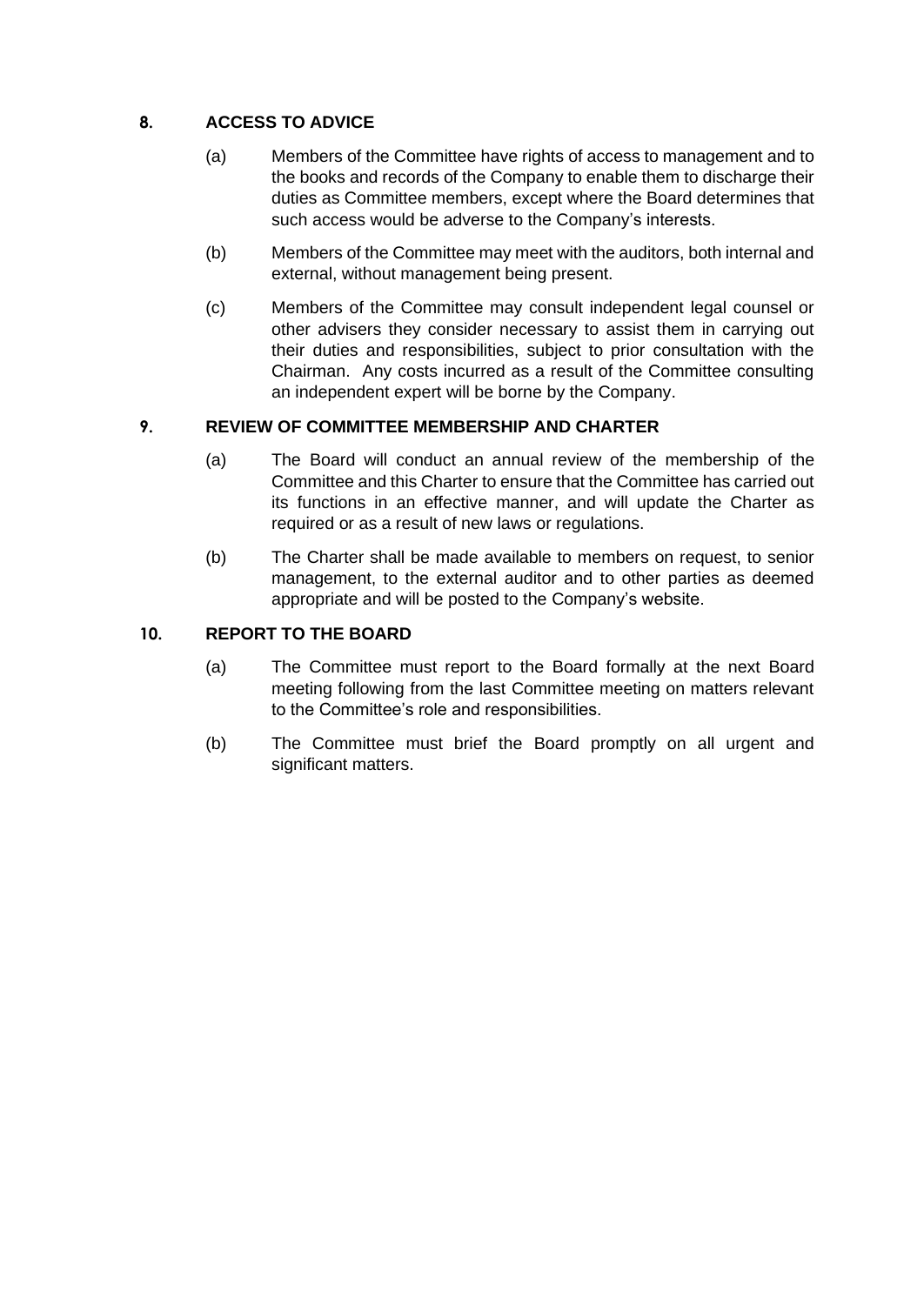## 8. ACCESS TO ADVICE

(a) Members of the Committee have rights of access to management and to the books and records of the Company to enable them to discharge their duties as Committee members, except where the Board determines that such access would be adverse to the Company's interests.

(b) Members of the Committee may meet with the auditors, both internal and external, without management being present.

(c) Members of the Committee may consult independent legal counsel or other advisers they consider necessary to assist them in carrying out their duties and responsibilities, subject to prior consultation with the Chairman. Any costs incurred as a result of the Committee consulting an independent expert will be borne by the Company.

## 9. REVIEW OF COMMITTEE MEMBERSHIP AND CHARTER

(a) The Board will conduct an annual review of the membership of the Committee and this Charter to ensure that the Committee has carried out its functions in an effective manner, and will update the Charter as required or as a result of new laws or regulations.

(b) The Charter shall be made available to members on request, to senior management, to the external auditor and to other parties as deemed appropriate and will be posted to the Company's website.

## 10. REPORT TO THE BOARD

(a) The Committee must report to the Board formally at the next Board meeting following from the last Committee meeting on matters relevant to the Committee's role and responsibilities.

(b) The Committee must brief the Board promptly on all urgent and significant matters.